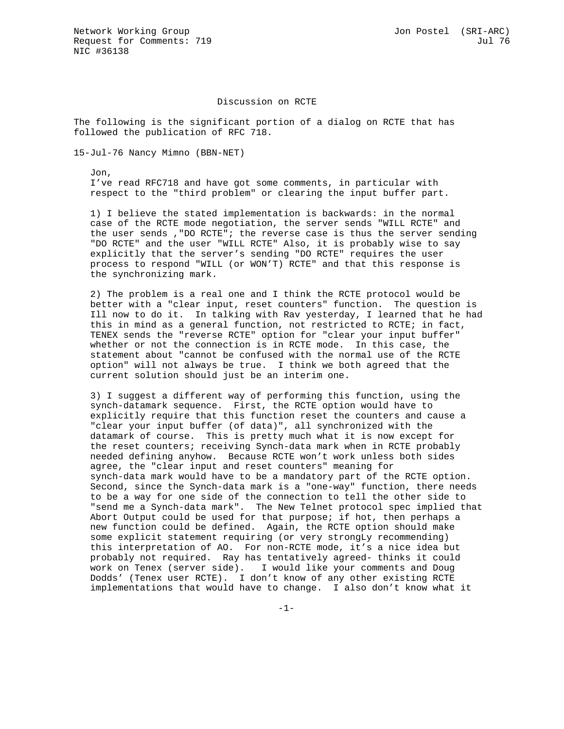Network Working Group                                    Jon Postel (SRI-ARC)
Request for Comments: 719                                               Jul 76
NIC #36138

# Discussion on RCTE

The following is the significant portion of a dialog on RCTE that has followed the publication of RFC 718.

15-Jul-76 Nancy Mimno (BBN-NET)

Jon,
I've read RFC718 and have got some comments, in particular with respect to the "third problem" or clearing the input buffer part.

1) I believe the stated implementation is backwards: in the normal case of the RCTE mode negotiation, the server sends "WILL RCTE" and the user sends ,"DO RCTE"; the reverse case is thus the server sending "DO RCTE" and the user "WILL RCTE" Also, it is probably wise to say explicitly that the server's sending "DO RCTE" requires the user process to respond "WILL (or WON'T) RCTE" and that this response is the synchronizing mark.

2) The problem is a real one and I think the RCTE protocol would be better with a "clear input, reset counters" function. The question is Ill now to do it. In talking with Rav yesterday, I learned that he had this in mind as a general function, not restricted to RCTE; in fact, TENEX sends the "reverse RCTE" option for "clear your input buffer" whether or not the connection is in RCTE mode. In this case, the statement about "cannot be confused with the normal use of the RCTE option" will not always be true. I think we both agreed that the current solution should just be an interim one.

3) I suggest a different way of performing this function, using the synch-datamark sequence. First, the RCTE option would have to explicitly require that this function reset the counters and cause a "clear your input buffer (of data)", all synchronized with the datamark of course. This is pretty much what it is now except for the reset counters; receiving Synch-data mark when in RCTE probably needed defining anyhow. Because RCTE won't work unless both sides agree, the "clear input and reset counters" meaning for synch-data mark would have to be a mandatory part of the RCTE option. Second, since the Synch-data mark is a "one-way" function, there needs to be a way for one side of the connection to tell the other side to "send me a Synch-data mark". The New Telnet protocol spec implied that Abort Output could be used for that purpose; if hot, then perhaps a new function could be defined. Again, the RCTE option should make some explicit statement requiring (or very strongLy recommending) this interpretation of AO. For non-RCTE mode, it's a nice idea but probably not required. Ray has tentatively agreed- thinks it could work on Tenex (server side). I would like your comments and Doug Dodds' (Tenex user RCTE). I don't know of any other existing RCTE implementations that would have to change. I also don't know what it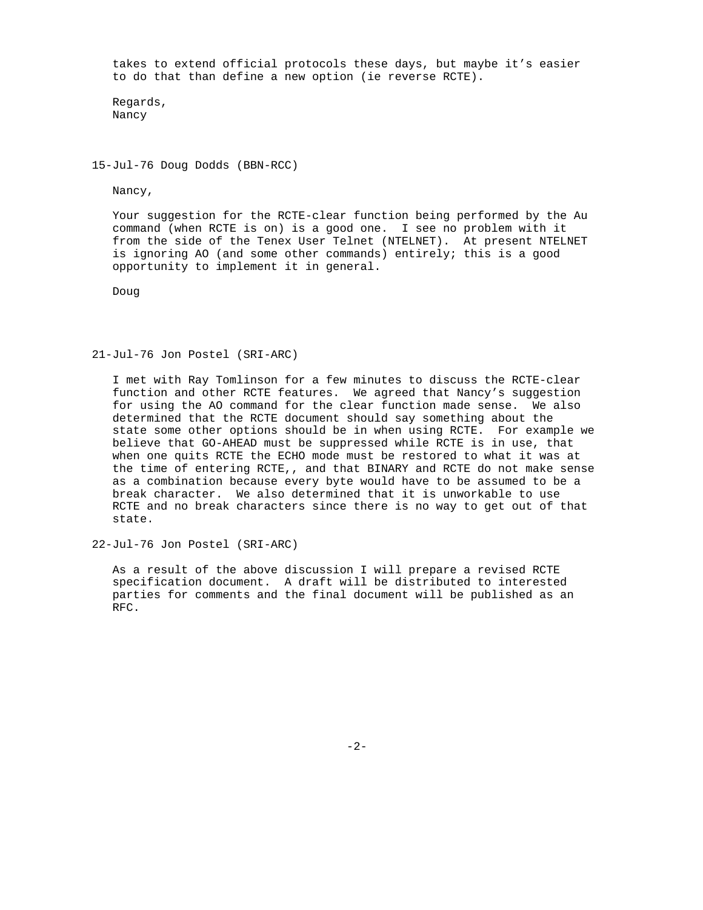takes to extend official protocols these days, but maybe it’s easier to do that than define a new option (ie reverse RCTE).

Regards,
Nancy

15-Jul-76 Doug Dodds (BBN-RCC)

Nancy,

Your suggestion for the RCTE-clear function being performed by the Au command (when RCTE is on) is a good one. I see no problem with it from the side of the Tenex User Telnet (NTELNET). At present NTELNET is ignoring AO (and some other commands) entirely; this is a good opportunity to implement it in general.

Doug

21-Jul-76 Jon Postel (SRI-ARC)

I met with Ray Tomlinson for a few minutes to discuss the RCTE-clear function and other RCTE features. We agreed that Nancy’s suggestion for using the AO command for the clear function made sense. We also determined that the RCTE document should say something about the state some other options should be in when using RCTE. For example we believe that GO-AHEAD must be suppressed while RCTE is in use, that when one quits RCTE the ECHO mode must be restored to what it was at the time of entering RCTE,, and that BINARY and RCTE do not make sense as a combination because every byte would have to be assumed to be a break character. We also determined that it is unworkable to use RCTE and no break characters since there is no way to get out of that state.

22-Jul-76 Jon Postel (SRI-ARC)

As a result of the above discussion I will prepare a revised RCTE specification document. A draft will be distributed to interested parties for comments and the final document will be published as an RFC.